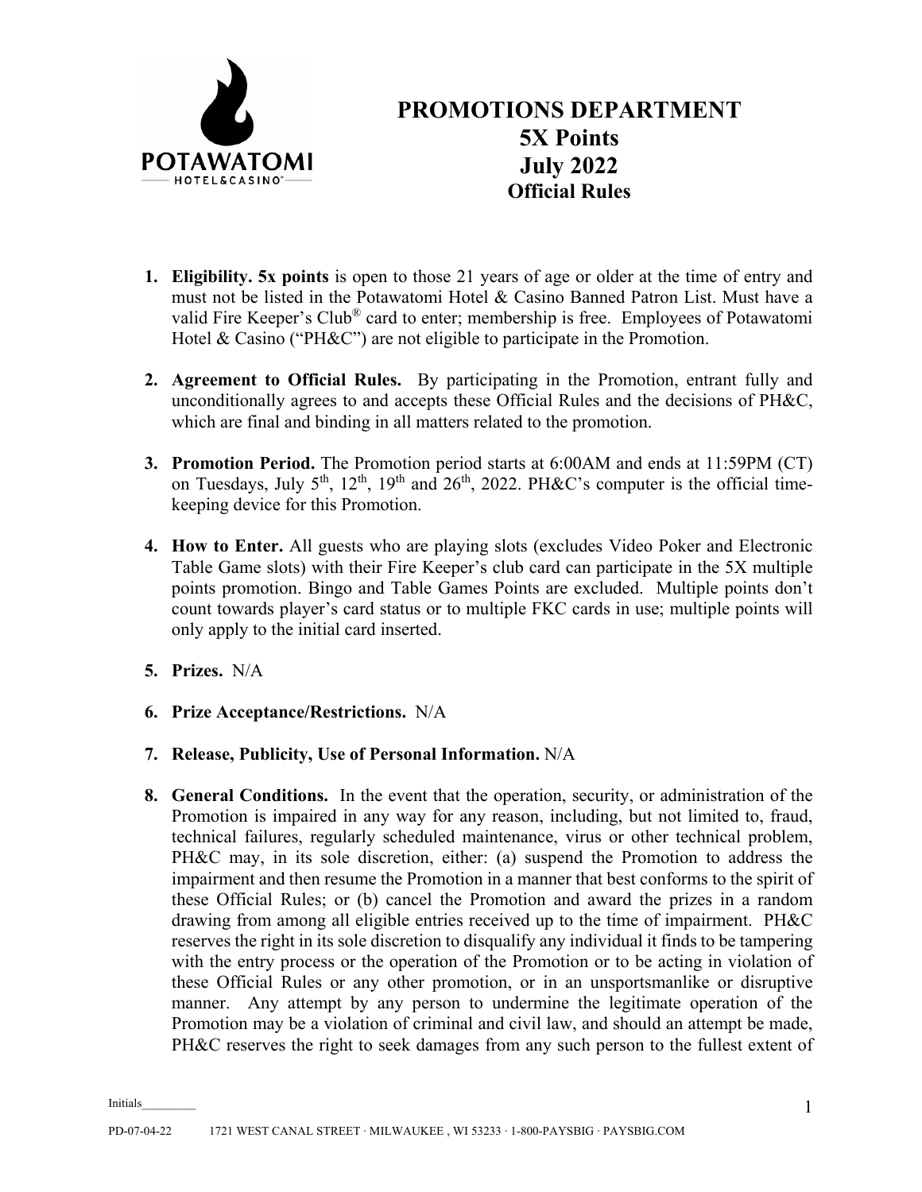# PROMOTIONS DEPARTMENT
# 5X Points
# July 2022
## Official Rules

1. **Eligibility. 5x points** is open to those 21 years of age or older at the time of entry and must not be listed in the Potawatomi Hotel & Casino Banned Patron List. Must have a valid Fire Keeper's Club® card to enter; membership is free. Employees of Potawatomi Hotel & Casino ("PH&C") are not eligible to participate in the Promotion.

2. **Agreement to Official Rules.** By participating in the Promotion, entrant fully and unconditionally agrees to and accepts these Official Rules and the decisions of PH&C, which are final and binding in all matters related to the promotion.

3. **Promotion Period.** The Promotion period starts at 6:00AM and ends at 11:59PM (CT) on Tuesdays, July 5th, 12th, 19th and 26th, 2022. PH&C's computer is the official time-keeping device for this Promotion.

4. **How to Enter.** All guests who are playing slots (excludes Video Poker and Electronic Table Game slots) with their Fire Keeper's club card can participate in the 5X multiple points promotion. Bingo and Table Games Points are excluded. Multiple points don't count towards player's card status or to multiple FKC cards in use; multiple points will only apply to the initial card inserted.

5. **Prizes.** N/A

6. **Prize Acceptance/Restrictions.** N/A

7. **Release, Publicity, Use of Personal Information.** N/A

8. **General Conditions.** In the event that the operation, security, or administration of the Promotion is impaired in any way for any reason, including, but not limited to, fraud, technical failures, regularly scheduled maintenance, virus or other technical problem, PH&C may, in its sole discretion, either: (a) suspend the Promotion to address the impairment and then resume the Promotion in a manner that best conforms to the spirit of these Official Rules; or (b) cancel the Promotion and award the prizes in a random drawing from among all eligible entries received up to the time of impairment. PH&C reserves the right in its sole discretion to disqualify any individual it finds to be tampering with the entry process or the operation of the Promotion or to be acting in violation of these Official Rules or any other promotion, or in an unsportsmanlike or disruptive manner. Any attempt by any person to undermine the legitimate operation of the Promotion may be a violation of criminal and civil law, and should an attempt be made, PH&C reserves the right to seek damages from any such person to the fullest extent of

Initials________

PD-07-04-22 1721 WEST CANAL STREET · MILWAUKEE , WI 53233 · 1-800-PAYSBIG · PAYSBIG.COM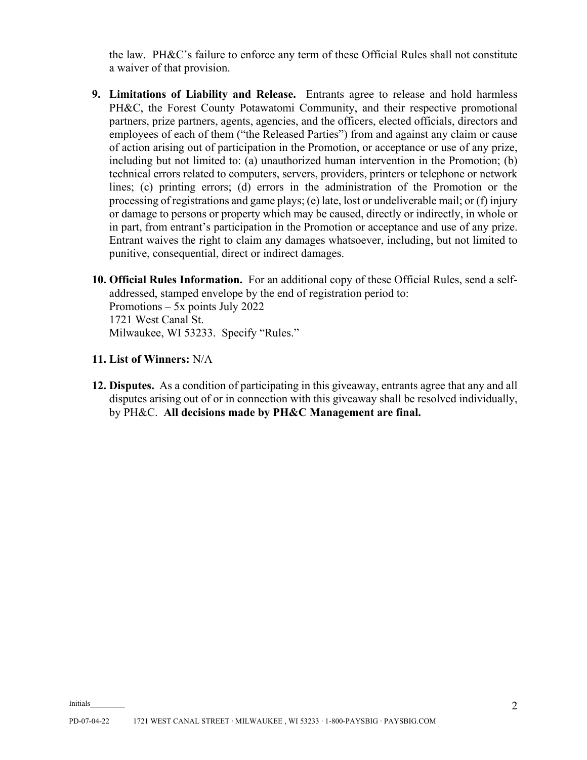the law. PH&C's failure to enforce any term of these Official Rules shall not constitute a waiver of that provision.

9. **Limitations of Liability and Release.** Entrants agree to release and hold harmless PH&C, the Forest County Potawatomi Community, and their respective promotional partners, prize partners, agents, agencies, and the officers, elected officials, directors and employees of each of them ("the Released Parties") from and against any claim or cause of action arising out of participation in the Promotion, or acceptance or use of any prize, including but not limited to: (a) unauthorized human intervention in the Promotion; (b) technical errors related to computers, servers, providers, printers or telephone or network lines; (c) printing errors; (d) errors in the administration of the Promotion or the processing of registrations and game plays; (e) late, lost or undeliverable mail; or (f) injury or damage to persons or property which may be caused, directly or indirectly, in whole or in part, from entrant's participation in the Promotion or acceptance and use of any prize. Entrant waives the right to claim any damages whatsoever, including, but not limited to punitive, consequential, direct or indirect damages.

10. **Official Rules Information.** For an additional copy of these Official Rules, send a self-addressed, stamped envelope by the end of registration period to:
    Promotions – 5x points July 2022
    1721 West Canal St.
    Milwaukee, WI 53233. Specify "Rules."

11. **List of Winners:** N/A

12. **Disputes.** As a condition of participating in this giveaway, entrants agree that any and all disputes arising out of or in connection with this giveaway shall be resolved individually, by PH&C. **All decisions made by PH&C Management are final.**

Initials_________

PD-07-04-22 1721 WEST CANAL STREET · MILWAUKEE , WI 53233 · 1-800-PAYSBIG · PAYSBIG.COM